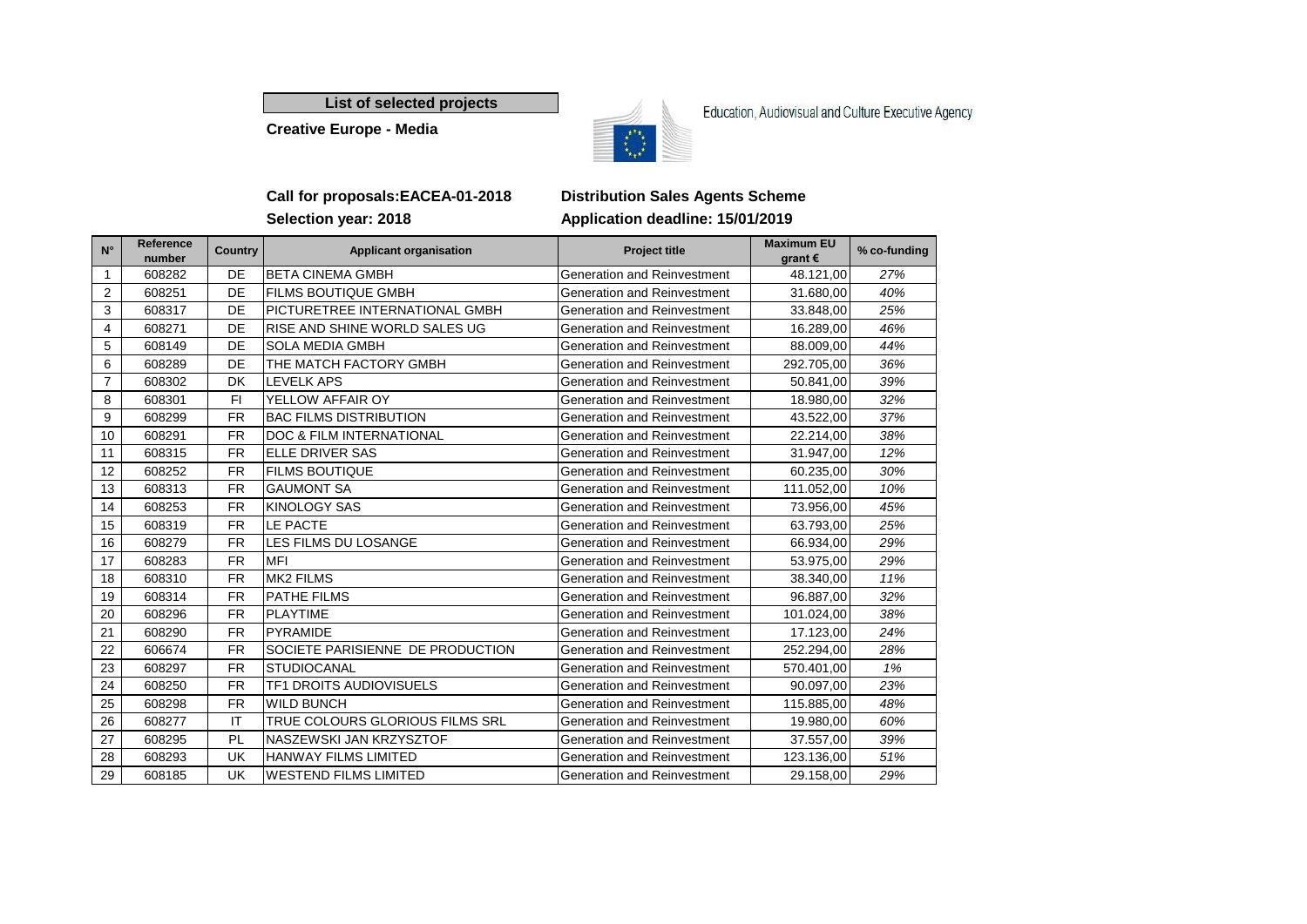## List of selected projects

**Creative Europe - Media**

Education, Audiovisual and Culture Executive Agency

**Call for proposals:EACEA-01-2018**

**Selection year: 2018**

**Distribution Sales Agents Scheme**

**Application deadline: 15/01/2019**

| N° | Reference number | Country | Applicant organisation | Project title | Maximum EU grant € | % co-funding |
|---|---|---|---|---|---|---|
| 1 | 608282 | DE | BETA CINEMA GMBH | Generation and Reinvestment | 48.121,00 | *27%* |
| 2 | 608251 | DE | FILMS BOUTIQUE GMBH | Generation and Reinvestment | 31.680,00 | *40%* |
| 3 | 608317 | DE | PICTURETREE INTERNATIONAL GMBH | Generation and Reinvestment | 33.848,00 | *25%* |
| 4 | 608271 | DE | RISE AND SHINE WORLD SALES UG | Generation and Reinvestment | 16.289,00 | *46%* |
| 5 | 608149 | DE | SOLA MEDIA GMBH | Generation and Reinvestment | 88.009,00 | *44%* |
| 6 | 608289 | DE | THE MATCH FACTORY GMBH | Generation and Reinvestment | 292.705,00 | *36%* |
| 7 | 608302 | DK | LEVELK APS | Generation and Reinvestment | 50.841,00 | *39%* |
| 8 | 608301 | FI | YELLOW AFFAIR OY | Generation and Reinvestment | 18.980,00 | *32%* |
| 9 | 608299 | FR | BAC FILMS DISTRIBUTION | Generation and Reinvestment | 43.522,00 | *37%* |
| 10 | 608291 | FR | DOC & FILM INTERNATIONAL | Generation and Reinvestment | 22.214,00 | *38%* |
| 11 | 608315 | FR | ELLE DRIVER SAS | Generation and Reinvestment | 31.947,00 | *12%* |
| 12 | 608252 | FR | FILMS BOUTIQUE | Generation and Reinvestment | 60.235,00 | *30%* |
| 13 | 608313 | FR | GAUMONT SA | Generation and Reinvestment | 111.052,00 | *10%* |
| 14 | 608253 | FR | KINOLOGY SAS | Generation and Reinvestment | 73.956,00 | *45%* |
| 15 | 608319 | FR | LE PACTE | Generation and Reinvestment | 63.793,00 | *25%* |
| 16 | 608279 | FR | LES FILMS DU LOSANGE | Generation and Reinvestment | 66.934,00 | *29%* |
| 17 | 608283 | FR | MFI | Generation and Reinvestment | 53.975,00 | *29%* |
| 18 | 608310 | FR | MK2 FILMS | Generation and Reinvestment | 38.340,00 | *11%* |
| 19 | 608314 | FR | PATHE FILMS | Generation and Reinvestment | 96.887,00 | *32%* |
| 20 | 608296 | FR | PLAYTIME | Generation and Reinvestment | 101.024,00 | *38%* |
| 21 | 608290 | FR | PYRAMIDE | Generation and Reinvestment | 17.123,00 | *24%* |
| 22 | 606674 | FR | SOCIETE PARISIENNE DE PRODUCTION | Generation and Reinvestment | 252.294,00 | *28%* |
| 23 | 608297 | FR | STUDIOCANAL | Generation and Reinvestment | 570.401,00 | *1%* |
| 24 | 608250 | FR | TF1 DROITS AUDIOVISUELS | Generation and Reinvestment | 90.097,00 | *23%* |
| 25 | 608298 | FR | WILD BUNCH | Generation and Reinvestment | 115.885,00 | *48%* |
| 26 | 608277 | IT | TRUE COLOURS GLORIOUS FILMS SRL | Generation and Reinvestment | 19.980,00 | *60%* |
| 27 | 608295 | PL | NASZEWSKI JAN KRZYSZTOF | Generation and Reinvestment | 37.557,00 | *39%* |
| 28 | 608293 | UK | HANWAY FILMS LIMITED | Generation and Reinvestment | 123.136,00 | *51%* |
| 29 | 608185 | UK | WESTEND FILMS LIMITED | Generation and Reinvestment | 29.158,00 | *29%* |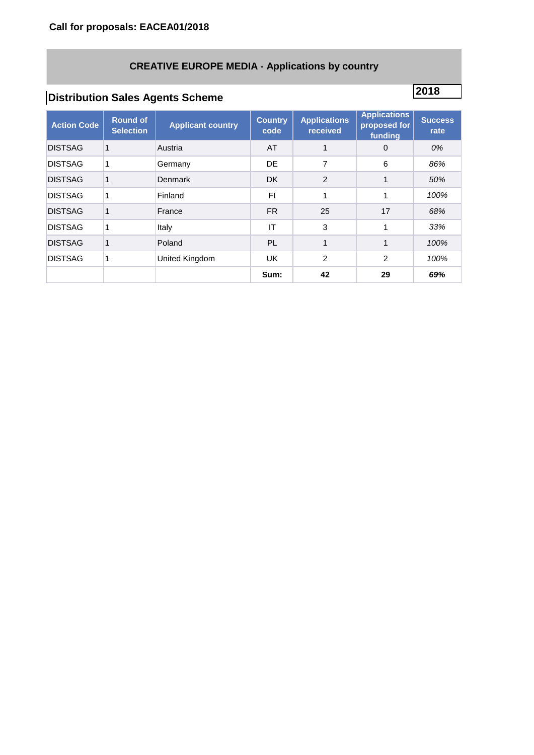**Call for proposals: EACEA01/2018**

## CREATIVE EUROPE MEDIA - Applications by country

### Distribution Sales Agents Scheme

**2018**

| Action Code | Round of Selection | Applicant country | Country code | Applications received | Applications proposed for funding | Success rate |
|---|---|---|---|---|---|---|
| DISTSAG | 1 | Austria | AT | 1 | 0 | *0%* |
| DISTSAG | 1 | Germany | DE | 7 | 6 | *86%* |
| DISTSAG | 1 | Denmark | DK | 2 | 1 | *50%* |
| DISTSAG | 1 | Finland | FI | 1 | 1 | *100%* |
| DISTSAG | 1 | France | FR | 25 | 17 | *68%* |
| DISTSAG | 1 | Italy | IT | 3 | 1 | *33%* |
| DISTSAG | 1 | Poland | PL | 1 | 1 | *100%* |
| DISTSAG | 1 | United Kingdom | UK | 2 | 2 | *100%* |
| | | | **Sum:** | **42** | **29** | ***69%*** |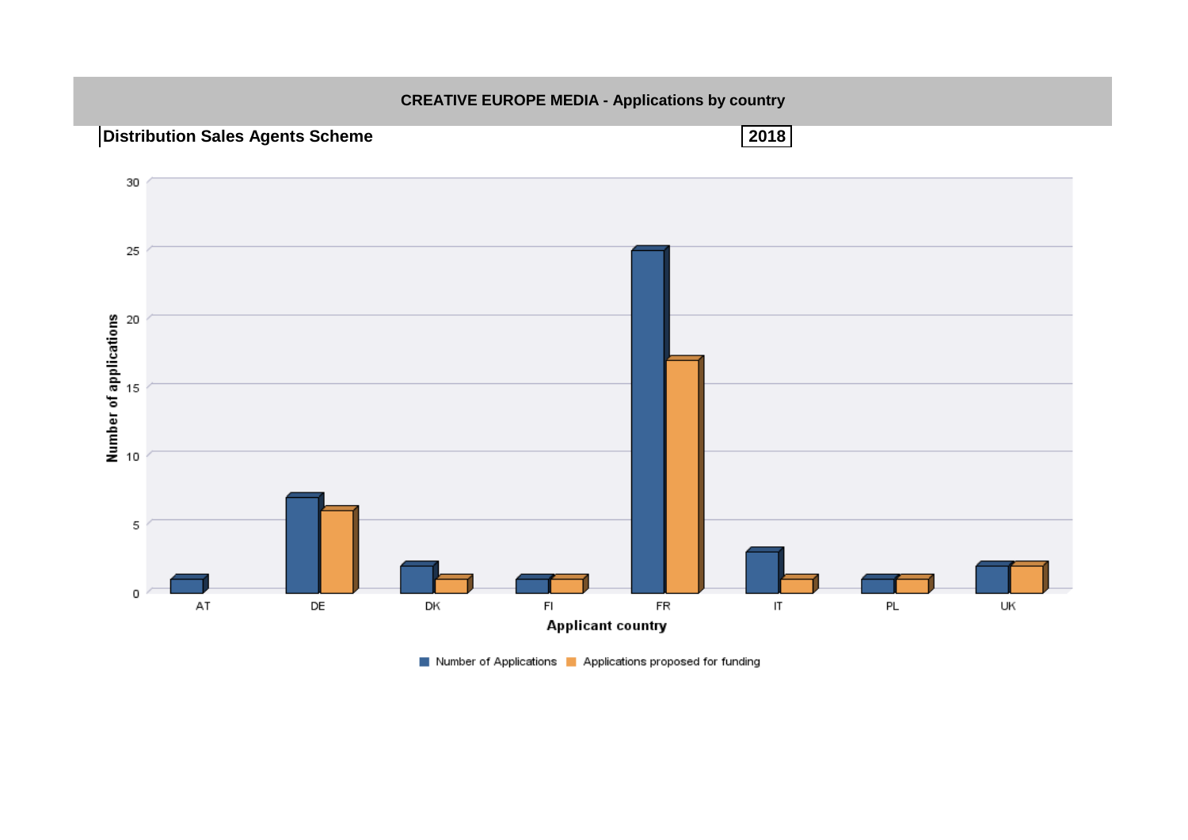## CREATIVE EUROPE MEDIA - Applications by country

**Distribution Sales Agents Scheme** **2018**

| Applicant country | Number of Applications | Applications proposed for funding |
|---|---|---|
| AT | 1 | 0 |
| DE | 7 | 6 |
| DK | 2 | 1 |
| FI | 1 | 1 |
| FR | 25 | 17 |
| IT | 3 | 1 |
| PL | 1 | 1 |
| UK | 2 | 2 |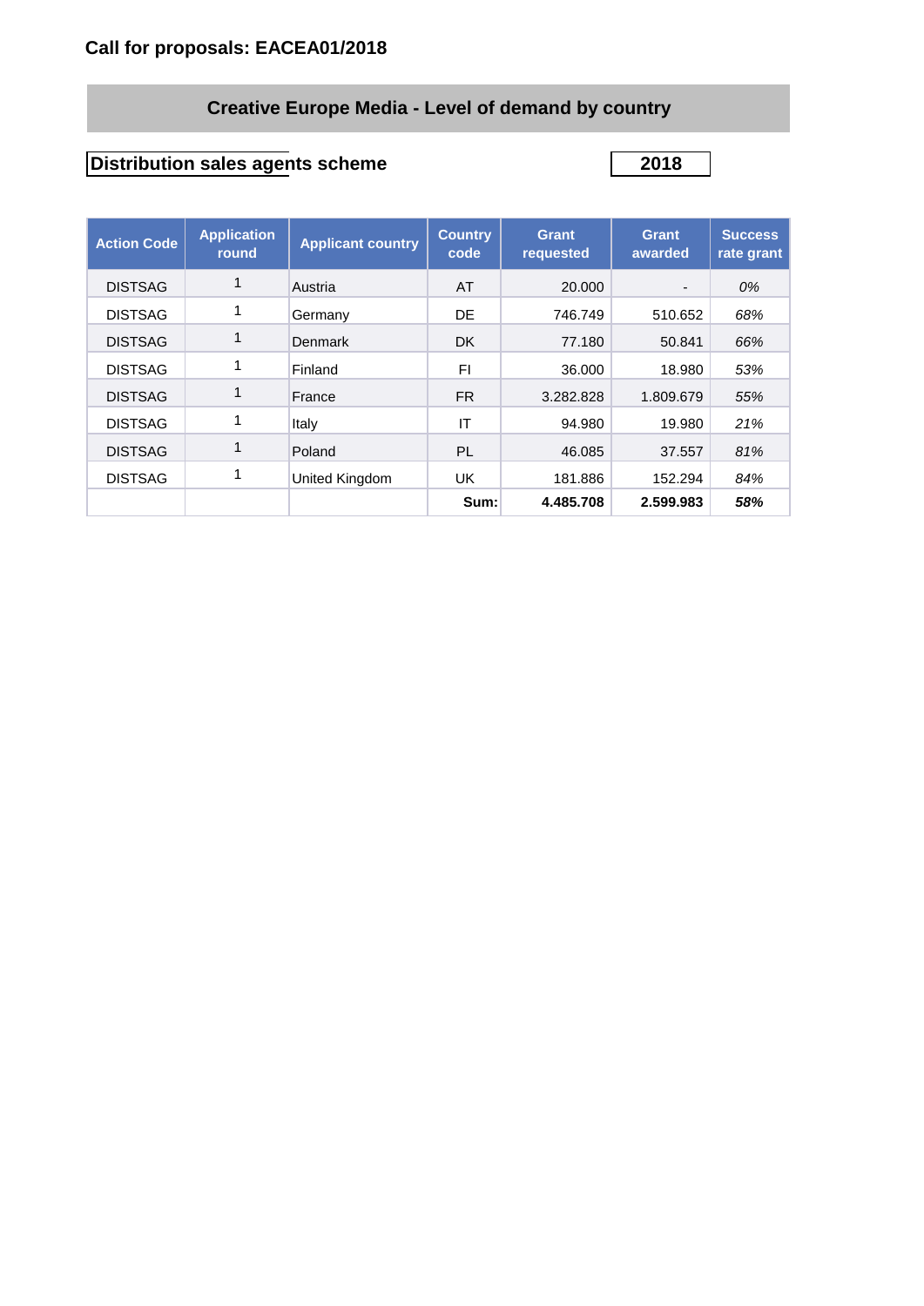**Call for proposals: EACEA01/2018**

## Creative Europe Media - Level of demand by country

**Distribution sales agents scheme** **2018**

| Action Code | Application round | Applicant country | Country code | Grant requested | Grant awarded | Success rate grant |
|---|---|---|---|---|---|---|
| DISTSAG | 1 | Austria | AT | 20.000 | - | *0%* |
| DISTSAG | 1 | Germany | DE | 746.749 | 510.652 | *68%* |
| DISTSAG | 1 | Denmark | DK | 77.180 | 50.841 | *66%* |
| DISTSAG | 1 | Finland | FI | 36.000 | 18.980 | *53%* |
| DISTSAG | 1 | France | FR | 3.282.828 | 1.809.679 | *55%* |
| DISTSAG | 1 | Italy | IT | 94.980 | 19.980 | *21%* |
| DISTSAG | 1 | Poland | PL | 46.085 | 37.557 | *81%* |
| DISTSAG | 1 | United Kingdom | UK | 181.886 | 152.294 | *84%* |
| | | | **Sum:** | **4.485.708** | **2.599.983** | ***58%*** |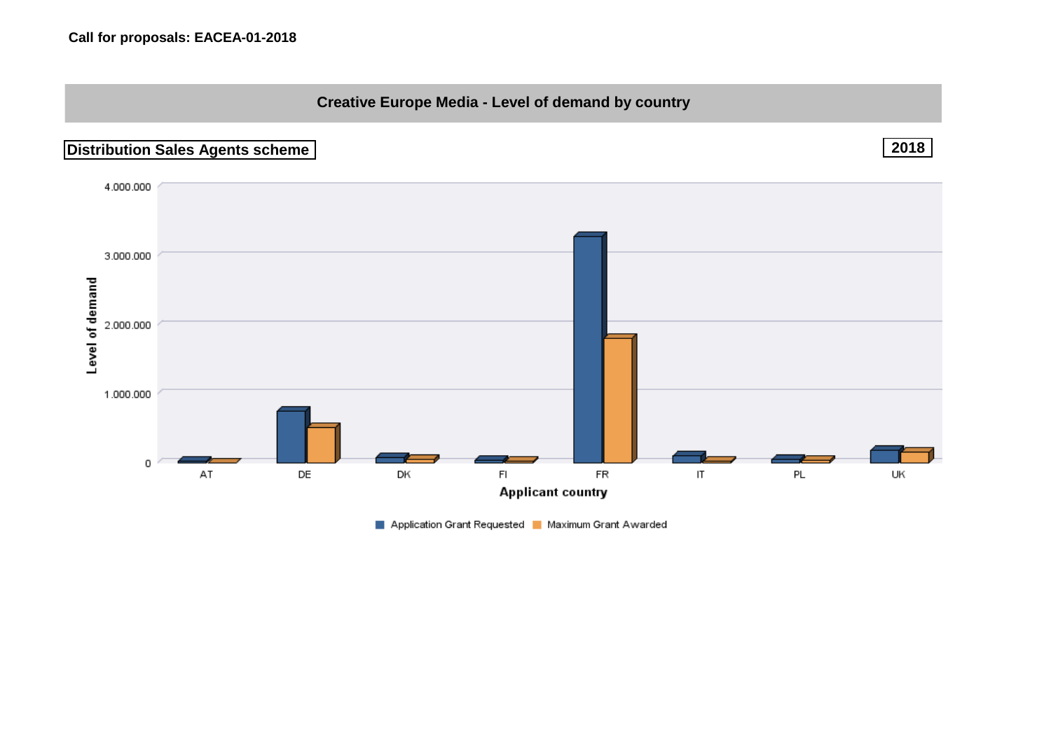**Call for proposals: EACEA-01-2018**

## Creative Europe Media - Level of demand by country

**Distribution Sales Agents scheme**

**2018**

4.000.000
3.000.000
2.000.000
1.000.000
0

Level of demand

AT DE DK FI FR IT PL UK

Applicant country

Application Grant Requested Maximum Grant Awarded